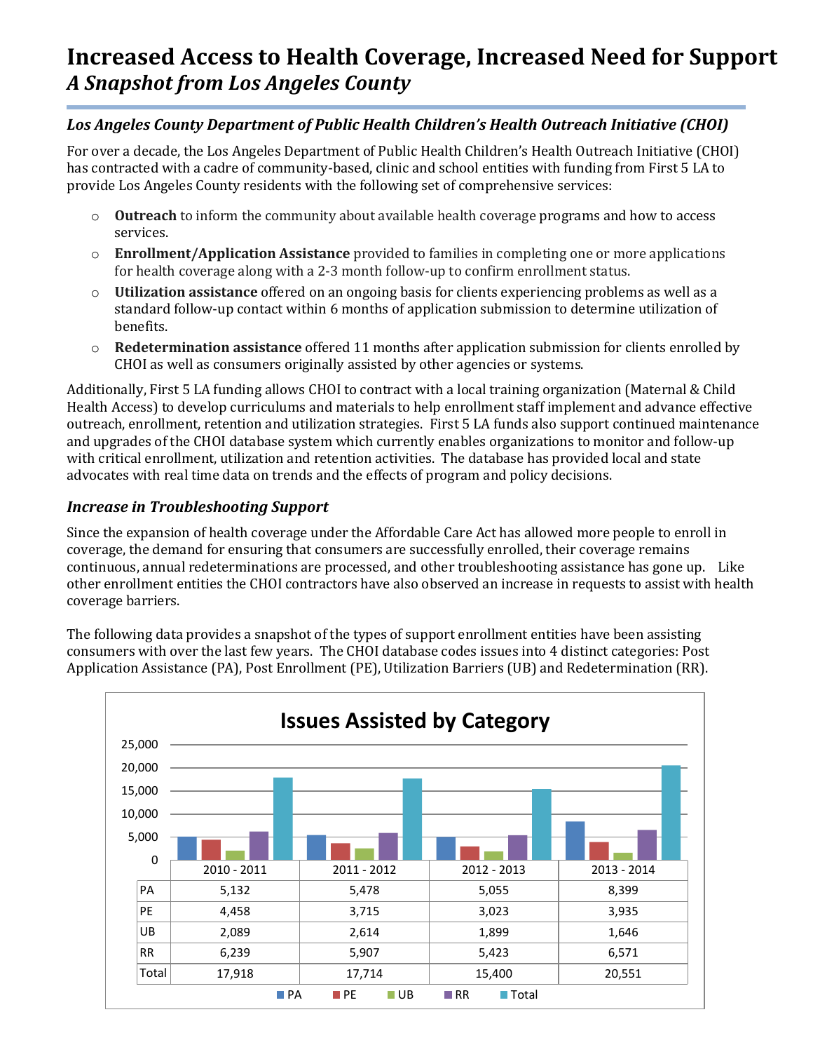# Increased Access to Health Coverage, Increased Need for Support

## *A Snapshot from Los Angeles County*

### *Los Angeles County Department of Public Health Children's Health Outreach Initiative (CHOI)*

For over a decade, the Los Angeles Department of Public Health Children's Health Outreach Initiative (CHOI) has contracted with a cadre of community-based, clinic and school entities with funding from First 5 LA to provide Los Angeles County residents with the following set of comprehensive services:

- **Outreach** to inform the community about available health coverage programs and how to access services.
- **Enrollment/Application Assistance** provided to families in completing one or more applications for health coverage along with a 2-3 month follow-up to confirm enrollment status.
- **Utilization assistance** offered on an ongoing basis for clients experiencing problems as well as a standard follow-up contact within 6 months of application submission to determine utilization of benefits.
- **Redetermination assistance** offered 11 months after application submission for clients enrolled by CHOI as well as consumers originally assisted by other agencies or systems.

Additionally, First 5 LA funding allows CHOI to contract with a local training organization (Maternal & Child Health Access) to develop curriculums and materials to help enrollment staff implement and advance effective outreach, enrollment, retention and utilization strategies. First 5 LA funds also support continued maintenance and upgrades of the CHOI database system which currently enables organizations to monitor and follow-up with critical enrollment, utilization and retention activities. The database has provided local and state advocates with real time data on trends and the effects of program and policy decisions.

### *Increase in Troubleshooting Support*

Since the expansion of health coverage under the Affordable Care Act has allowed more people to enroll in coverage, the demand for ensuring that consumers are successfully enrolled, their coverage remains continuous, annual redeterminations are processed, and other troubleshooting assistance has gone up. Like other enrollment entities the CHOI contractors have also observed an increase in requests to assist with health coverage barriers.

The following data provides a snapshot of the types of support enrollment entities have been assisting consumers with over the last few years. The CHOI database codes issues into 4 distinct categories: Post Application Assistance (PA), Post Enrollment (PE), Utilization Barriers (UB) and Redetermination (RR).

**Issues Assisted by Category**

| | 2010 - 2011 | 2011 - 2012 | 2012 - 2013 | 2013 - 2014 |
|---|---|---|---|---|
| PA | 5,132 | 5,478 | 5,055 | 8,399 |
| PE | 4,458 | 3,715 | 3,023 | 3,935 |
| UB | 2,089 | 2,614 | 1,899 | 1,646 |
| RR | 6,239 | 5,907 | 5,423 | 6,571 |
| Total | 17,918 | 17,714 | 15,400 | 20,551 |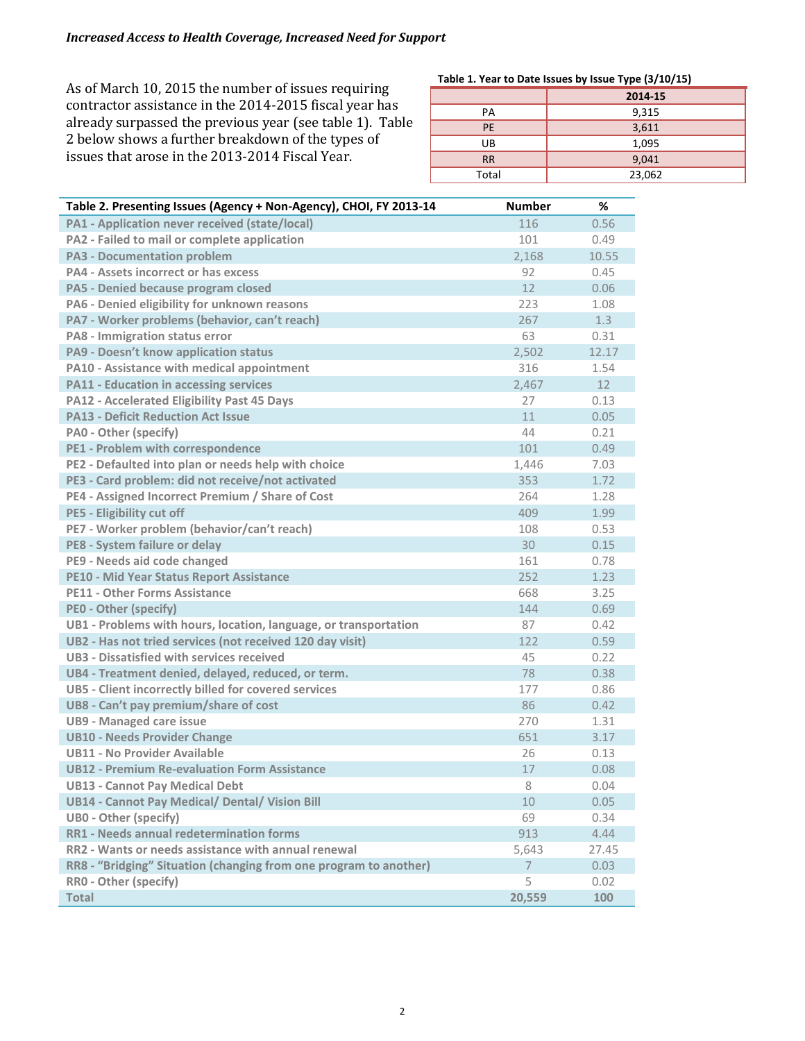*Increased Access to Health Coverage, Increased Need for Support*

As of March 10, 2015 the number of issues requiring contractor assistance in the 2014-2015 fiscal year has already surpassed the previous year (see table 1). Table 2 below shows a further breakdown of the types of issues that arose in the 2013-2014 Fiscal Year.

**Table 1. Year to Date Issues by Issue Type (3/10/15)**

| | 2014-15 |
|---|---|
| PA | 9,315 |
| PE | 3,611 |
| UB | 1,095 |
| RR | 9,041 |
| Total | 23,062 |

| Table 2. Presenting Issues (Agency + Non-Agency), CHOI, FY 2013-14 | Number | % |
|---|---|---|
| PA1 - Application never received (state/local) | 116 | 0.56 |
| PA2 - Failed to mail or complete application | 101 | 0.49 |
| PA3 - Documentation problem | 2,168 | 10.55 |
| PA4 - Assets incorrect or has excess | 92 | 0.45 |
| PA5 - Denied because program closed | 12 | 0.06 |
| PA6 - Denied eligibility for unknown reasons | 223 | 1.08 |
| PA7 - Worker problems (behavior, can't reach) | 267 | 1.3 |
| PA8 - Immigration status error | 63 | 0.31 |
| PA9 - Doesn't know application status | 2,502 | 12.17 |
| PA10 - Assistance with medical appointment | 316 | 1.54 |
| PA11 - Education in accessing services | 2,467 | 12 |
| PA12 - Accelerated Eligibility Past 45 Days | 27 | 0.13 |
| PA13 - Deficit Reduction Act Issue | 11 | 0.05 |
| PA0 - Other (specify) | 44 | 0.21 |
| PE1 - Problem with correspondence | 101 | 0.49 |
| PE2 - Defaulted into plan or needs help with choice | 1,446 | 7.03 |
| PE3 - Card problem: did not receive/not activated | 353 | 1.72 |
| PE4 - Assigned Incorrect Premium / Share of Cost | 264 | 1.28 |
| PE5 - Eligibility cut off | 409 | 1.99 |
| PE7 - Worker problem (behavior/can't reach) | 108 | 0.53 |
| PE8 - System failure or delay | 30 | 0.15 |
| PE9 - Needs aid code changed | 161 | 0.78 |
| PE10 - Mid Year Status Report Assistance | 252 | 1.23 |
| PE11 - Other Forms Assistance | 668 | 3.25 |
| PE0 - Other (specify) | 144 | 0.69 |
| UB1 - Problems with hours, location, language, or transportation | 87 | 0.42 |
| UB2 - Has not tried services (not received 120 day visit) | 122 | 0.59 |
| UB3 - Dissatisfied with services received | 45 | 0.22 |
| UB4 - Treatment denied, delayed, reduced, or term. | 78 | 0.38 |
| UB5 - Client incorrectly billed for covered services | 177 | 0.86 |
| UB8 - Can't pay premium/share of cost | 86 | 0.42 |
| UB9 - Managed care issue | 270 | 1.31 |
| UB10 - Needs Provider Change | 651 | 3.17 |
| UB11 - No Provider Available | 26 | 0.13 |
| UB12 - Premium Re-evaluation Form Assistance | 17 | 0.08 |
| UB13 - Cannot Pay Medical Debt | 8 | 0.04 |
| UB14 - Cannot Pay Medical/ Dental/ Vision Bill | 10 | 0.05 |
| UB0 - Other (specify) | 69 | 0.34 |
| RR1 - Needs annual redetermination forms | 913 | 4.44 |
| RR2 - Wants or needs assistance with annual renewal | 5,643 | 27.45 |
| RR8 - "Bridging" Situation (changing from one program to another) | 7 | 0.03 |
| RR0 - Other (specify) | 5 | 0.02 |
| **Total** | **20,559** | **100** |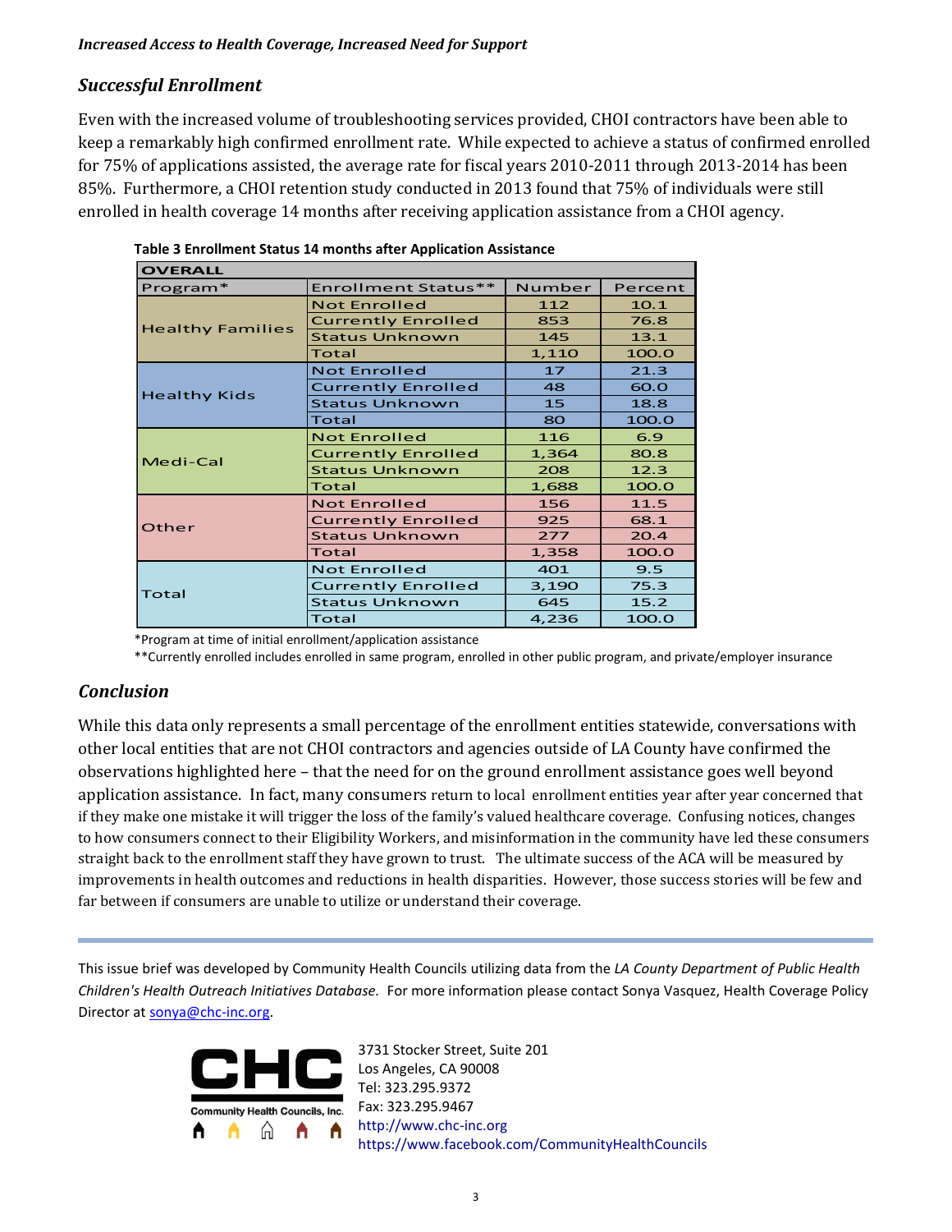*Increased Access to Health Coverage, Increased Need for Support*

## *Successful Enrollment*

Even with the increased volume of troubleshooting services provided, CHOI contractors have been able to keep a remarkably high confirmed enrollment rate. While expected to achieve a status of confirmed enrolled for 75% of applications assisted, the average rate for fiscal years 2010-2011 through 2013-2014 has been 85%. Furthermore, a CHOI retention study conducted in 2013 found that 75% of individuals were still enrolled in health coverage 14 months after receiving application assistance from a CHOI agency.

**Table 3 Enrollment Status 14 months after Application Assistance**

| OVERALL | | | |
|---|---|---|---|
| Program* | Enrollment Status** | Number | Percent |
| Healthy Families | Not Enrolled | 112 | 10.1 |
| | Currently Enrolled | 853 | 76.8 |
| | Status Unknown | 145 | 13.1 |
| | Total | 1,110 | 100.0 |
| Healthy Kids | Not Enrolled | 17 | 21.3 |
| | Currently Enrolled | 48 | 60.0 |
| | Status Unknown | 15 | 18.8 |
| | Total | 80 | 100.0 |
| Medi-Cal | Not Enrolled | 116 | 6.9 |
| | Currently Enrolled | 1,364 | 80.8 |
| | Status Unknown | 208 | 12.3 |
| | Total | 1,688 | 100.0 |
| Other | Not Enrolled | 156 | 11.5 |
| | Currently Enrolled | 925 | 68.1 |
| | Status Unknown | 277 | 20.4 |
| | Total | 1,358 | 100.0 |
| Total | Not Enrolled | 401 | 9.5 |
| | Currently Enrolled | 3,190 | 75.3 |
| | Status Unknown | 645 | 15.2 |
| | Total | 4,236 | 100.0 |

*Program at time of initial enrollment/application assistance

**Currently enrolled includes enrolled in same program, enrolled in other public program, and private/employer insurance

## *Conclusion*

While this data only represents a small percentage of the enrollment entities statewide, conversations with other local entities that are not CHOI contractors and agencies outside of LA County have confirmed the observations highlighted here – that the need for on the ground enrollment assistance goes well beyond application assistance. In fact, many consumers return to local enrollment entities year after year concerned that if they make one mistake it will trigger the loss of the family's valued healthcare coverage. Confusing notices, changes to how consumers connect to their Eligibility Workers, and misinformation in the community have led these consumers straight back to the enrollment staff they have grown to trust. The ultimate success of the ACA will be measured by improvements in health outcomes and reductions in health disparities. However, those success stories will be few and far between if consumers are unable to utilize or understand their coverage.

---

This issue brief was developed by Community Health Councils utilizing data from the *LA County Department of Public Health Children's Health Outreach Initiatives Database*. For more information please contact Sonya Vasquez, Health Coverage Policy Director at sonya@chc-inc.org.

CHC
Community Health Councils, Inc.

3731 Stocker Street, Suite 201
Los Angeles, CA 90008
Tel: 323.295.9372
Fax: 323.295.9467
http://www.chc-inc.org
https://www.facebook.com/CommunityHealthCouncils